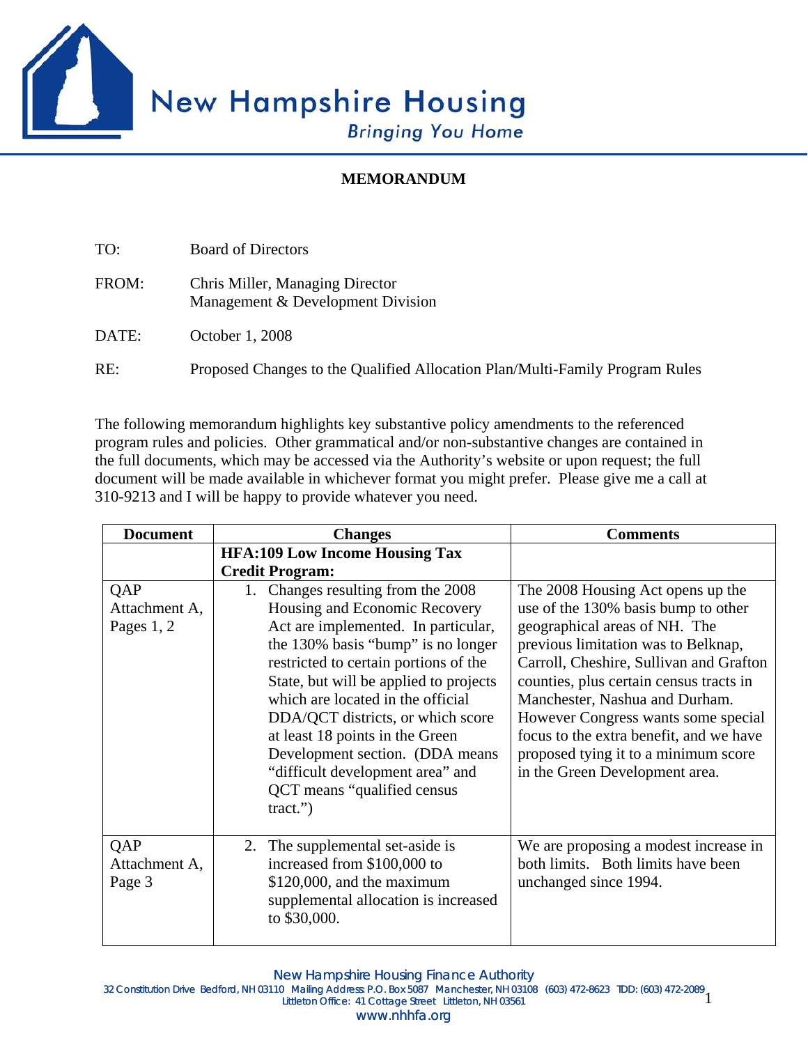New Hampshire Housing

*Bringing You Home*

**MEMORANDUM**

TO: Board of Directors

FROM: Chris Miller, Managing Director
Management & Development Division

DATE: October 1, 2008

RE: Proposed Changes to the Qualified Allocation Plan/Multi-Family Program Rules

The following memorandum highlights key substantive policy amendments to the referenced program rules and policies. Other grammatical and/or non-substantive changes are contained in the full documents, which may be accessed via the Authority's website or upon request; the full document will be made available in whichever format you might prefer. Please give me a call at 310-9213 and I will be happy to provide whatever you need.

| Document | Changes | Comments |
|---|---|---|
| | **HFA:109 Low Income Housing Tax Credit Program:** | |
| QAP Attachment A, Pages 1, 2 | 1. Changes resulting from the 2008 Housing and Economic Recovery Act are implemented. In particular, the 130% basis "bump" is no longer restricted to certain portions of the State, but will be applied to projects which are located in the official DDA/QCT districts, or which score at least 18 points in the Green Development section. (DDA means "difficult development area" and QCT means "qualified census tract.") | The 2008 Housing Act opens up the use of the 130% basis bump to other geographical areas of NH. The previous limitation was to Belknap, Carroll, Cheshire, Sullivan and Grafton counties, plus certain census tracts in Manchester, Nashua and Durham. However Congress wants some special focus to the extra benefit, and we have proposed tying it to a minimum score in the Green Development area. |
| QAP Attachment A, Page 3 | 2. The supplemental set-aside is increased from $100,000 to $120,000, and the maximum supplemental allocation is increased to $30,000. | We are proposing a modest increase in both limits. Both limits have been unchanged since 1994. |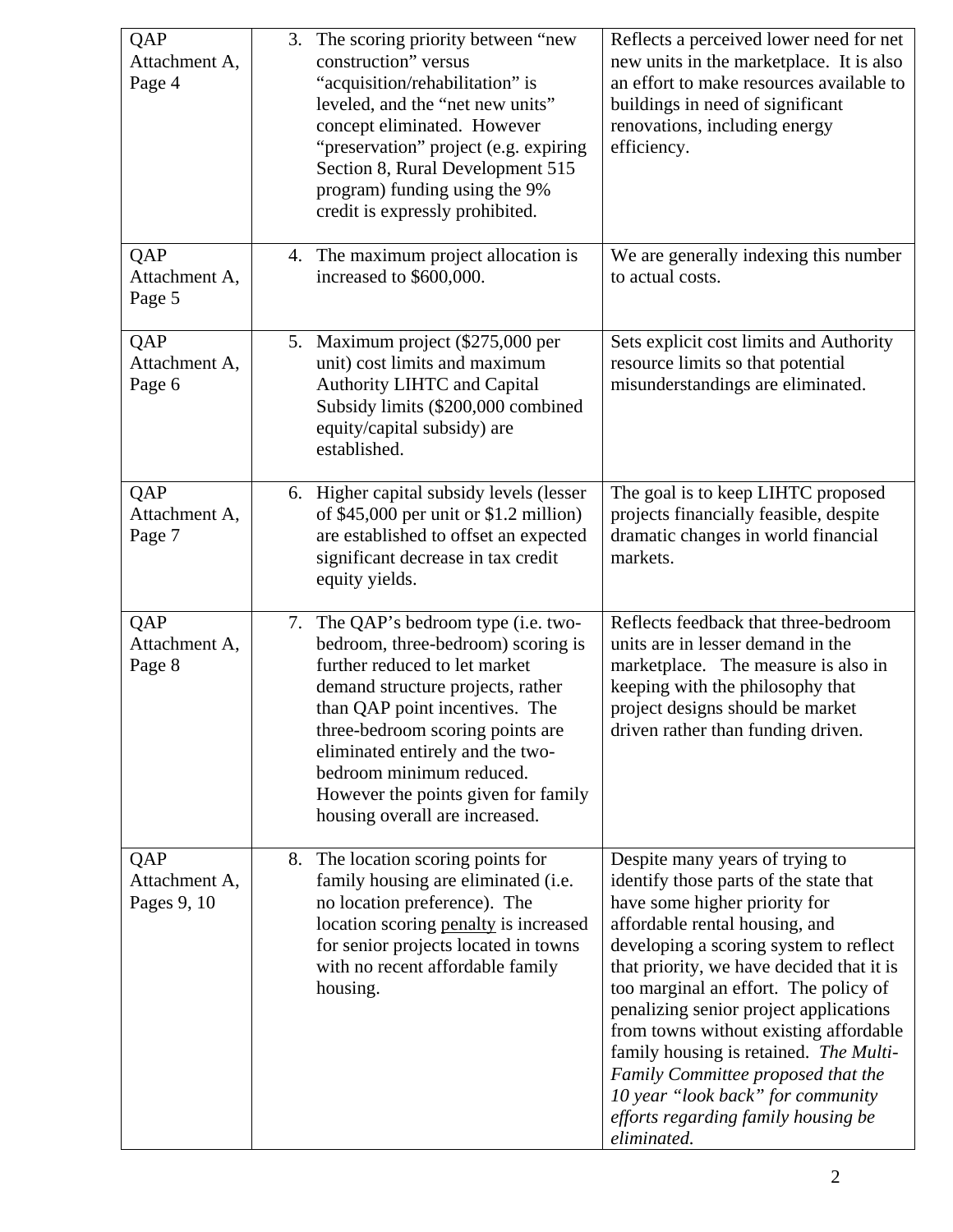| | | |
|---|---|---|
| QAP Attachment A, Page 4 | 3. The scoring priority between “new construction” versus “acquisition/rehabilitation” is leveled, and the “net new units” concept eliminated. However “preservation” project (e.g. expiring Section 8, Rural Development 515 program) funding using the 9% credit is expressly prohibited. | Reflects a perceived lower need for net new units in the marketplace. It is also an effort to make resources available to buildings in need of significant renovations, including energy efficiency. |
| QAP Attachment A, Page 5 | 4. The maximum project allocation is increased to $600,000. | We are generally indexing this number to actual costs. |
| QAP Attachment A, Page 6 | 5. Maximum project ($275,000 per unit) cost limits and maximum Authority LIHTC and Capital Subsidy limits ($200,000 combined equity/capital subsidy) are established. | Sets explicit cost limits and Authority resource limits so that potential misunderstandings are eliminated. |
| QAP Attachment A, Page 7 | 6. Higher capital subsidy levels (lesser of $45,000 per unit or $1.2 million) are established to offset an expected significant decrease in tax credit equity yields. | The goal is to keep LIHTC proposed projects financially feasible, despite dramatic changes in world financial markets. |
| QAP Attachment A, Page 8 | 7. The QAP’s bedroom type (i.e. two-bedroom, three-bedroom) scoring is further reduced to let market demand structure projects, rather than QAP point incentives. The three-bedroom scoring points are eliminated entirely and the two-bedroom minimum reduced. However the points given for family housing overall are increased. | Reflects feedback that three-bedroom units are in lesser demand in the marketplace. The measure is also in keeping with the philosophy that project designs should be market driven rather than funding driven. |
| QAP Attachment A, Pages 9, 10 | 8. The location scoring points for family housing are eliminated (i.e. no location preference). The location scoring <u>penalty</u> is increased for senior projects located in towns with no recent affordable family housing. | Despite many years of trying to identify those parts of the state that have some higher priority for affordable rental housing, and developing a scoring system to reflect that priority, we have decided that it is too marginal an effort. The policy of penalizing senior project applications from towns without existing affordable family housing is retained. *The Multi-Family Committee proposed that the 10 year “look back” for community efforts regarding family housing be eliminated.* |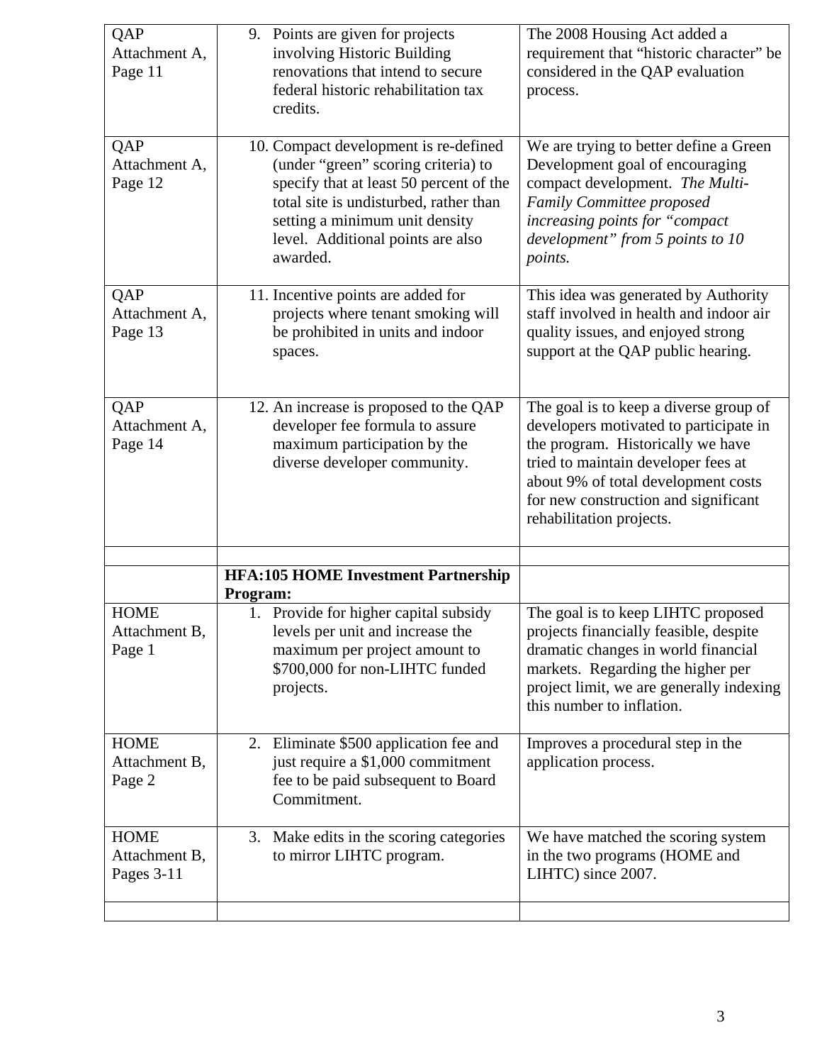| | | |
|---|---|---|
| QAP Attachment A, Page 11 | 9. Points are given for projects involving Historic Building renovations that intend to secure federal historic rehabilitation tax credits. | The 2008 Housing Act added a requirement that "historic character" be considered in the QAP evaluation process. |
| QAP Attachment A, Page 12 | 10. Compact development is re-defined (under "green" scoring criteria) to specify that at least 50 percent of the total site is undisturbed, rather than setting a minimum unit density level. Additional points are also awarded. | We are trying to better define a Green Development goal of encouraging compact development. *The Multi-Family Committee proposed increasing points for "compact development" from 5 points to 10 points.* |
| QAP Attachment A, Page 13 | 11. Incentive points are added for projects where tenant smoking will be prohibited in units and indoor spaces. | This idea was generated by Authority staff involved in health and indoor air quality issues, and enjoyed strong support at the QAP public hearing. |
| QAP Attachment A, Page 14 | 12. An increase is proposed to the QAP developer fee formula to assure maximum participation by the diverse developer community. | The goal is to keep a diverse group of developers motivated to participate in the program. Historically we have tried to maintain developer fees at about 9% of total development costs for new construction and significant rehabilitation projects. |
| | | |
| | **HFA:105 HOME Investment Partnership Program:** | |
| HOME Attachment B, Page 1 | 1. Provide for higher capital subsidy levels per unit and increase the maximum per project amount to \$700,000 for non-LIHTC funded projects. | The goal is to keep LIHTC proposed projects financially feasible, despite dramatic changes in world financial markets. Regarding the higher per project limit, we are generally indexing this number to inflation. |
| HOME Attachment B, Page 2 | 2. Eliminate \$500 application fee and just require a \$1,000 commitment fee to be paid subsequent to Board Commitment. | Improves a procedural step in the application process. |
| HOME Attachment B, Pages 3-11 | 3. Make edits in the scoring categories to mirror LIHTC program. | We have matched the scoring system in the two programs (HOME and LIHTC) since 2007. |
| | | |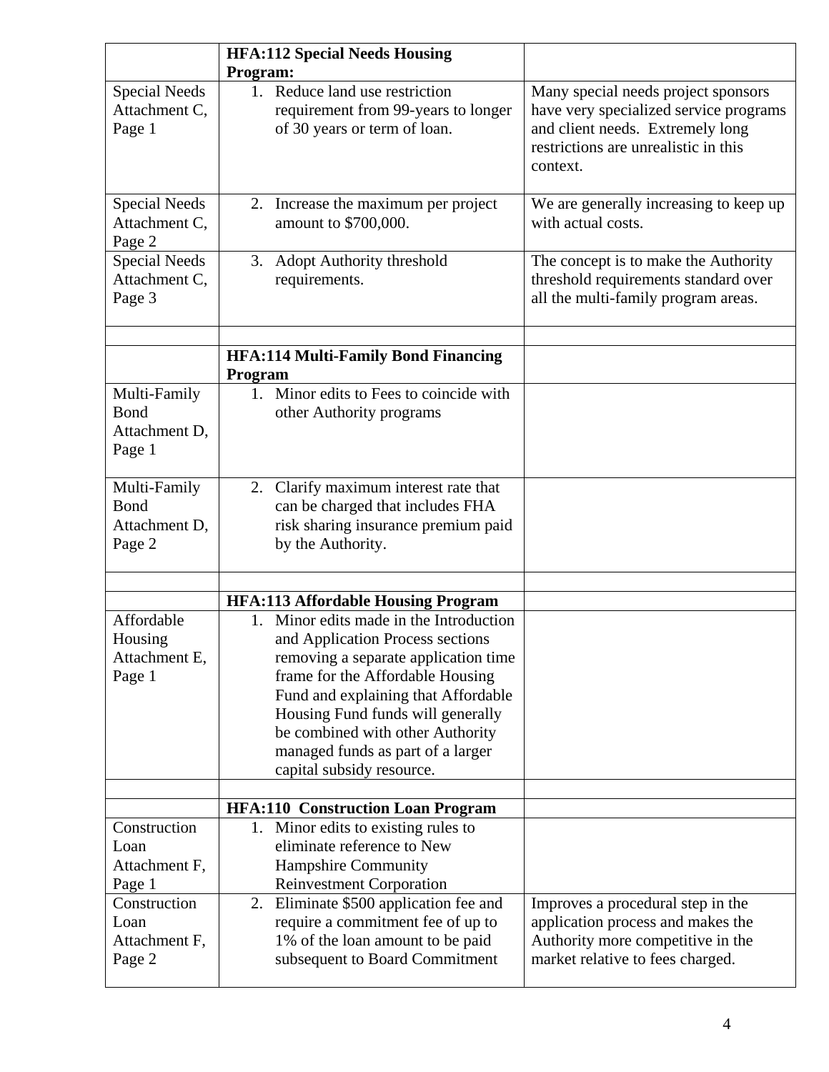| | **HFA:112 Special Needs Housing Program:** | |
|---|---|---|
| Special Needs Attachment C, Page 1 | 1. Reduce land use restriction requirement from 99-years to longer of 30 years or term of loan. | Many special needs project sponsors have very specialized service programs and client needs. Extremely long restrictions are unrealistic in this context. |
| Special Needs Attachment C, Page 2 | 2. Increase the maximum per project amount to $700,000. | We are generally increasing to keep up with actual costs. |
| Special Needs Attachment C, Page 3 | 3. Adopt Authority threshold requirements. | The concept is to make the Authority threshold requirements standard over all the multi-family program areas. |
| | | |
| | **HFA:114 Multi-Family Bond Financing Program** | |
| Multi-Family Bond Attachment D, Page 1 | 1. Minor edits to Fees to coincide with other Authority programs | |
| Multi-Family Bond Attachment D, Page 2 | 2. Clarify maximum interest rate that can be charged that includes FHA risk sharing insurance premium paid by the Authority. | |
| | | |
| | **HFA:113 Affordable Housing Program** | |
| Affordable Housing Attachment E, Page 1 | 1. Minor edits made in the Introduction and Application Process sections removing a separate application time frame for the Affordable Housing Fund and explaining that Affordable Housing Fund funds will generally be combined with other Authority managed funds as part of a larger capital subsidy resource. | |
| | | |
| | **HFA:110 Construction Loan Program** | |
| Construction Loan Attachment F, Page 1 | 1. Minor edits to existing rules to eliminate reference to New Hampshire Community Reinvestment Corporation | |
| Construction Loan Attachment F, Page 2 | 2. Eliminate $500 application fee and require a commitment fee of up to 1% of the loan amount to be paid subsequent to Board Commitment | Improves a procedural step in the application process and makes the Authority more competitive in the market relative to fees charged. |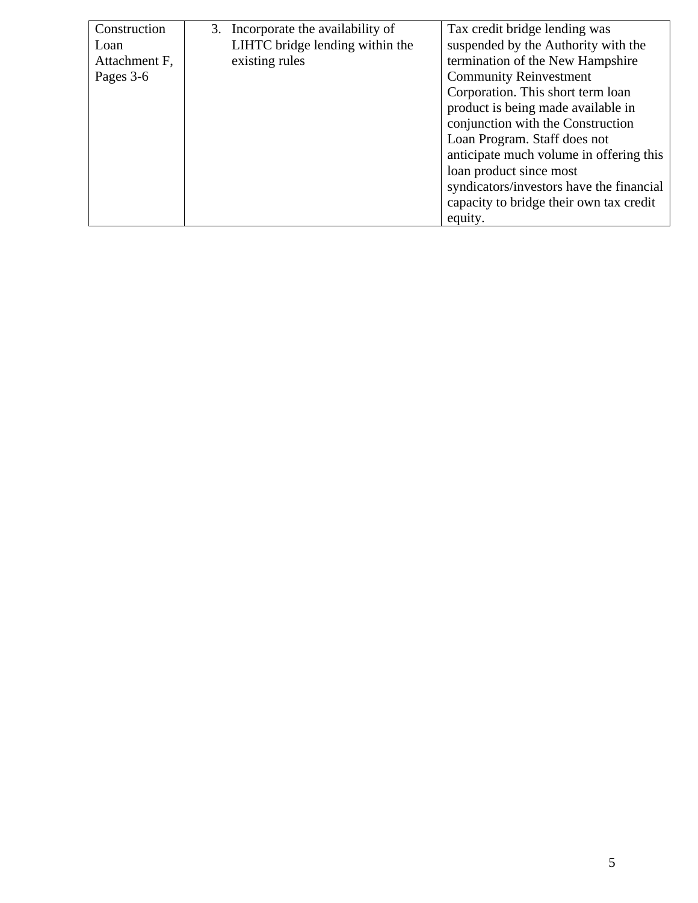| | | |
|---|---|---|
| Construction Loan Attachment F, Pages 3-6 | 3. Incorporate the availability of LIHTC bridge lending within the existing rules | Tax credit bridge lending was suspended by the Authority with the termination of the New Hampshire Community Reinvestment Corporation. This short term loan product is being made available in conjunction with the Construction Loan Program. Staff does not anticipate much volume in offering this loan product since most syndicators/investors have the financial capacity to bridge their own tax credit equity. |